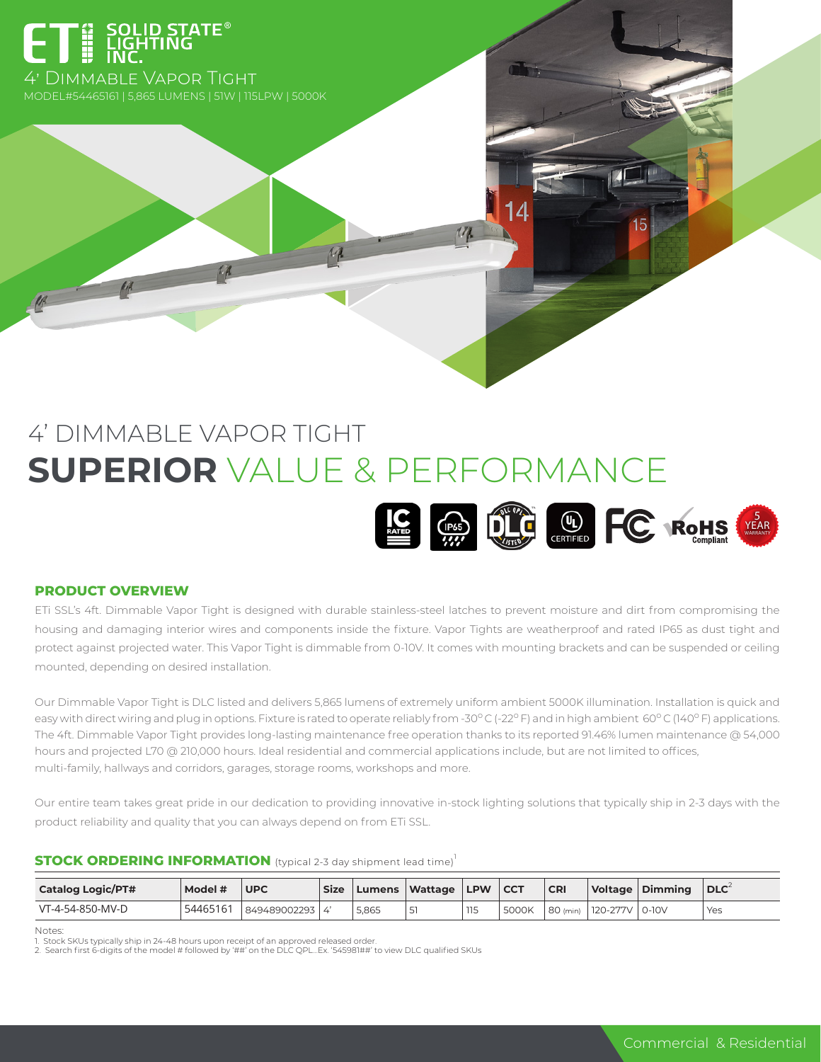ETi SOLID STATE® LIGHTING INC.

4' DIMMABLE VAPOR TIGHT

MODEL#54465161 | 5,865 LUMENS | 51W | 115LPW | 5000K

# 4' DIMMABLE VAPOR TIGHT

# **SUPERIOR** VALUE & PERFORMANCE

## PRODUCT OVERVIEW

ETi SSL's 4ft. Dimmable Vapor Tight is designed with durable stainless-steel latches to prevent moisture and dirt from compromising the housing and damaging interior wires and components inside the fixture. Vapor Tights are weatherproof and rated IP65 as dust tight and protect against projected water. This Vapor Tight is dimmable from 0-10V. It comes with mounting brackets and can be suspended or ceiling mounted, depending on desired installation.

Our Dimmable Vapor Tight is DLC listed and delivers 5,865 lumens of extremely uniform ambient 5000K illumination. Installation is quick and easy with direct wiring and plug in options. Fixture is rated to operate reliably from -30° C (-22° F) and in high ambient 60° C (140° F) applications. The 4ft. Dimmable Vapor Tight provides long-lasting maintenance free operation thanks to its reported 91.46% lumen maintenance @ 54,000 hours and projected L70 @ 210,000 hours. Ideal residential and commercial applications include, but are not limited to offices, multi-family, hallways and corridors, garages, storage rooms, workshops and more.

Our entire team takes great pride in our dedication to providing innovative in-stock lighting solutions that typically ship in 2-3 days with the product reliability and quality that you can always depend on from ETi SSL.

## STOCK ORDERING INFORMATION (typical 2-3 day shipment lead time)[1]

| Catalog Logic/PT# | Model # | UPC | Size | Lumens | Wattage | LPW | CCT | CRI | Voltage | Dimming | DLC[2] |
|---|---|---|---|---|---|---|---|---|---|---|---|
| VT-4-54-850-MV-D | 54465161 | 849489002293 | 4' | 5,865 | 51 | 115 | 5000K | 80 (min) | 120-277V | 0-10V | Yes |

Notes:
1. Stock SKUs typically ship in 24-48 hours upon receipt of an approved released order.
2. Search first 6-digits of the model # followed by '##' on the DLC QPL...Ex. '545981##' to view DLC qualified SKUs

Commercial & Residential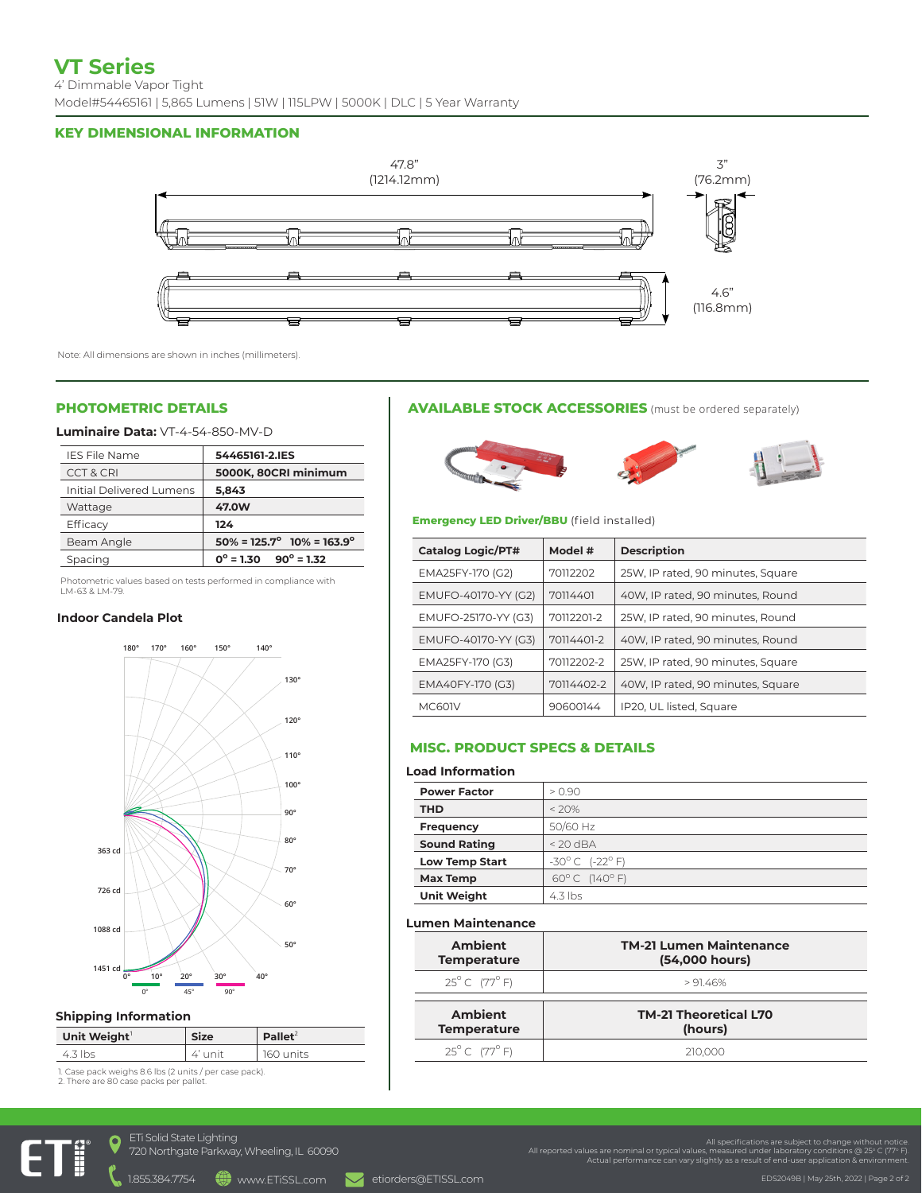# VT Series

4' Dimmable Vapor Tight

Model#54465161 | 5,865 Lumens | 51W | 115LPW | 5000K | DLC | 5 Year Warranty

## KEY DIMENSIONAL INFORMATION

47.8"
(1214.12mm)

3"
(76.2mm)

4.6"
(116.8mm)

Note: All dimensions are shown in inches (millimeters).

## PHOTOMETRIC DETAILS

**Luminaire Data:** VT-4-54-850-MV-D

| | |
|---|---|
| IES File Name | **54465161-2.IES** |
| CCT & CRI | **5000K, 80CRI minimum** |
| Initial Delivered Lumens | **5,843** |
| Wattage | **47.0W** |
| Efficacy | **124** |
| Beam Angle | **50% = 125.7° 10% = 163.9°** |
| Spacing | **0° = 1.30 90° = 1.32** |

Photometric values based on tests performed in compliance with LM-63 & LM-79.

### Indoor Candela Plot

180° 170° 160° 150° 140°
130°
120°
110°
100°
90°
80°
70°
60°
50°
363 cd
726 cd
1088 cd
1451 cd
0° 10° 20° 30° 40°
0° 45° 90°

### Shipping Information

| Unit Weight[1] | Size | Pallet[2] |
|---|---|---|
| 4.3 lbs | 4' unit | 160 units |

1. Case pack weighs 8.6 lbs (2 units / per case pack).
2. There are 80 case packs per pallet.

## AVAILABLE STOCK ACCESSORIES (must be ordered separately)

**Emergency LED Driver/BBU** (field installed)

| Catalog Logic/PT# | Model # | Description |
|---|---|---|
| EMA25FY-170 (G2) | 70112202 | 25W, IP rated, 90 minutes, Square |
| EMUFO-40170-YY (G2) | 70114401 | 40W, IP rated, 90 minutes, Round |
| EMUFO-25170-YY (G3) | 70112201-2 | 25W, IP rated, 90 minutes, Round |
| EMUFO-40170-YY (G3) | 70114401-2 | 40W, IP rated, 90 minutes, Round |
| EMA25FY-170 (G3) | 70112202-2 | 25W, IP rated, 90 minutes, Square |
| EMA40FY-170 (G3) | 70114402-2 | 40W, IP rated, 90 minutes, Square |
| MC601V | 90600144 | IP20, UL listed, Square |

## MISC. PRODUCT SPECS & DETAILS

### Load Information

| | |
|---|---|
| **Power Factor** | > 0.90 |
| **THD** | < 20% |
| **Frequency** | 50/60 Hz |
| **Sound Rating** | < 20 dBA |
| **Low Temp Start** | -30° C (-22° F) |
| **Max Temp** | 60° C (140° F) |
| **Unit Weight** | 4.3 lbs |

### Lumen Maintenance

| Ambient Temperature | TM-21 Lumen Maintenance (54,000 hours) |
|---|---|
| 25° C (77° F) | > 91.46% |

| Ambient Temperature | TM-21 Theoretical L70 (hours) |
|---|---|
| 25° C (77° F) | 210,000 |

ETi Solid State Lighting
720 Northgate Parkway, Wheeling, IL 60090
1.855.384.7754 www.ETiSSL.com etiorders@ETISSL.com

All specifications are subject to change without notice.
All reported values are nominal or typical values, measured under laboratory conditions @ 25° C (77° F).
Actual performance can vary slightly as a result of end-user application & environment.

EDS2049B | May 25th, 2022